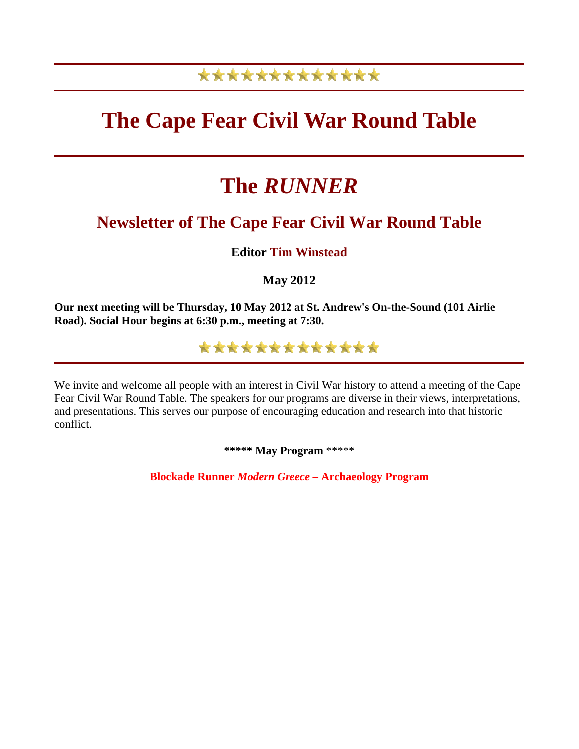# The Cape Fear Civil War Round Table

# The *RUNNER*

## Newsletter of The Cape Fear Civil War Round Table

**Editor Tim Winstead**

**May 2012**

**Our next meeting will be Thursday, 10 May 2012 at St. Andrew's On-the-Sound (101 Airlie Road). Social Hour begins at 6:30 p.m., meeting at 7:30.**

---

We invite and welcome all people with an interest in Civil War history to attend a meeting of the Cape Fear Civil War Round Table. The speakers for our programs are diverse in their views, interpretations, and presentations. This serves our purpose of encouraging education and research into that historic conflict.

**\*\*\*\*\* May Program** \*\*\*\*\*

**Blockade Runner *Modern Greece* – Archaeology Program**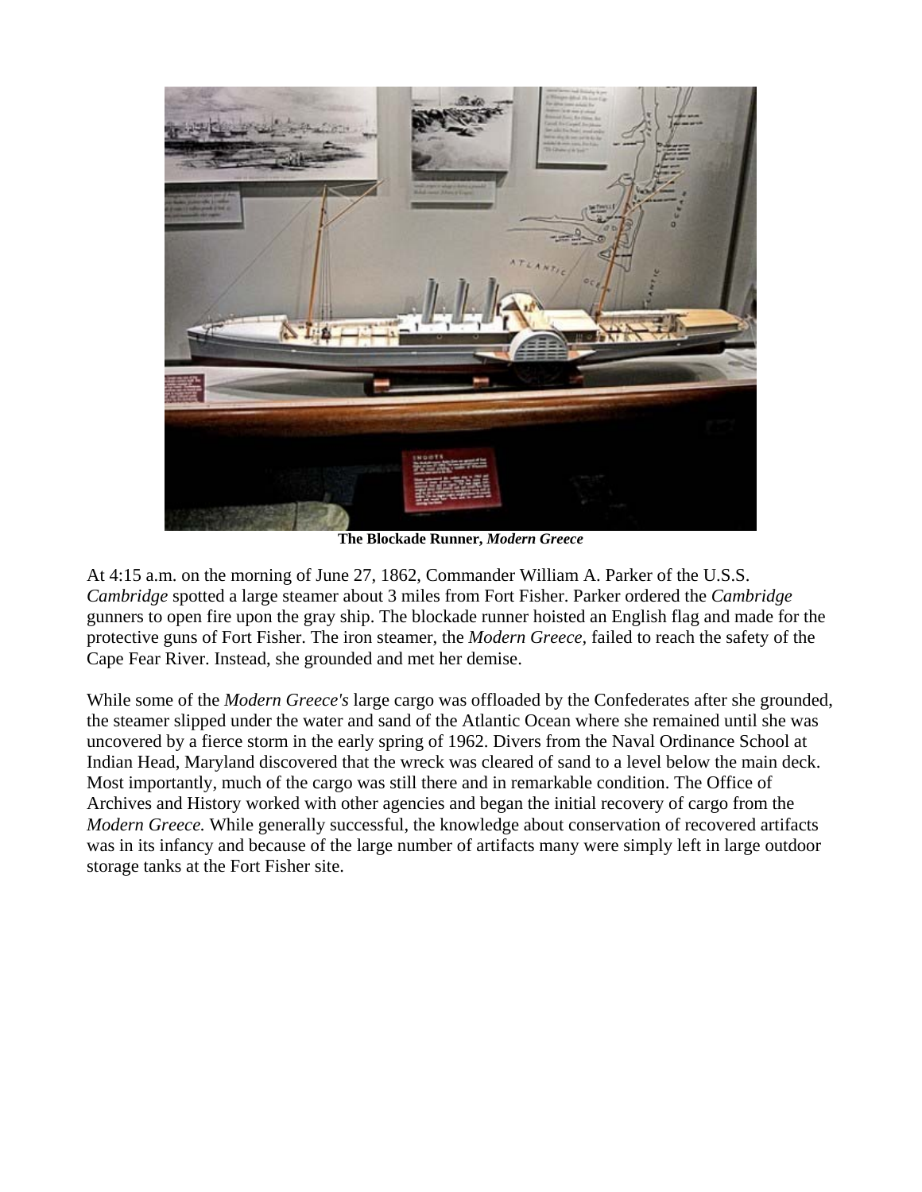**The Blockade Runner, *Modern Greece***

At 4:15 a.m. on the morning of June 27, 1862, Commander William A. Parker of the U.S.S. *Cambridge* spotted a large steamer about 3 miles from Fort Fisher. Parker ordered the *Cambridge* gunners to open fire upon the gray ship. The blockade runner hoisted an English flag and made for the protective guns of Fort Fisher. The iron steamer, the *Modern Greece,* failed to reach the safety of the Cape Fear River. Instead, she grounded and met her demise.

While some of the *Modern Greece's* large cargo was offloaded by the Confederates after she grounded, the steamer slipped under the water and sand of the Atlantic Ocean where she remained until she was uncovered by a fierce storm in the early spring of 1962. Divers from the Naval Ordinance School at Indian Head, Maryland discovered that the wreck was cleared of sand to a level below the main deck. Most importantly, much of the cargo was still there and in remarkable condition. The Office of Archives and History worked with other agencies and began the initial recovery of cargo from the *Modern Greece.* While generally successful, the knowledge about conservation of recovered artifacts was in its infancy and because of the large number of artifacts many were simply left in large outdoor storage tanks at the Fort Fisher site.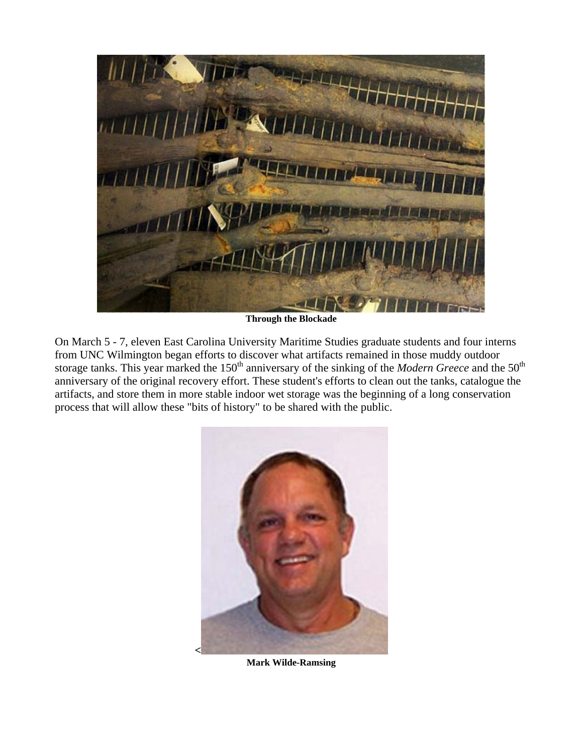**Through the Blockade**

On March 5 - 7, eleven East Carolina University Maritime Studies graduate students and four interns from UNC Wilmington began efforts to discover what artifacts remained in those muddy outdoor storage tanks. This year marked the 150th anniversary of the sinking of the *Modern Greece* and the 50th anniversary of the original recovery effort. These student's efforts to clean out the tanks, catalogue the artifacts, and store them in more stable indoor wet storage was the beginning of a long conservation process that will allow these "bits of history" to be shared with the public.

<

**Mark Wilde-Ramsing**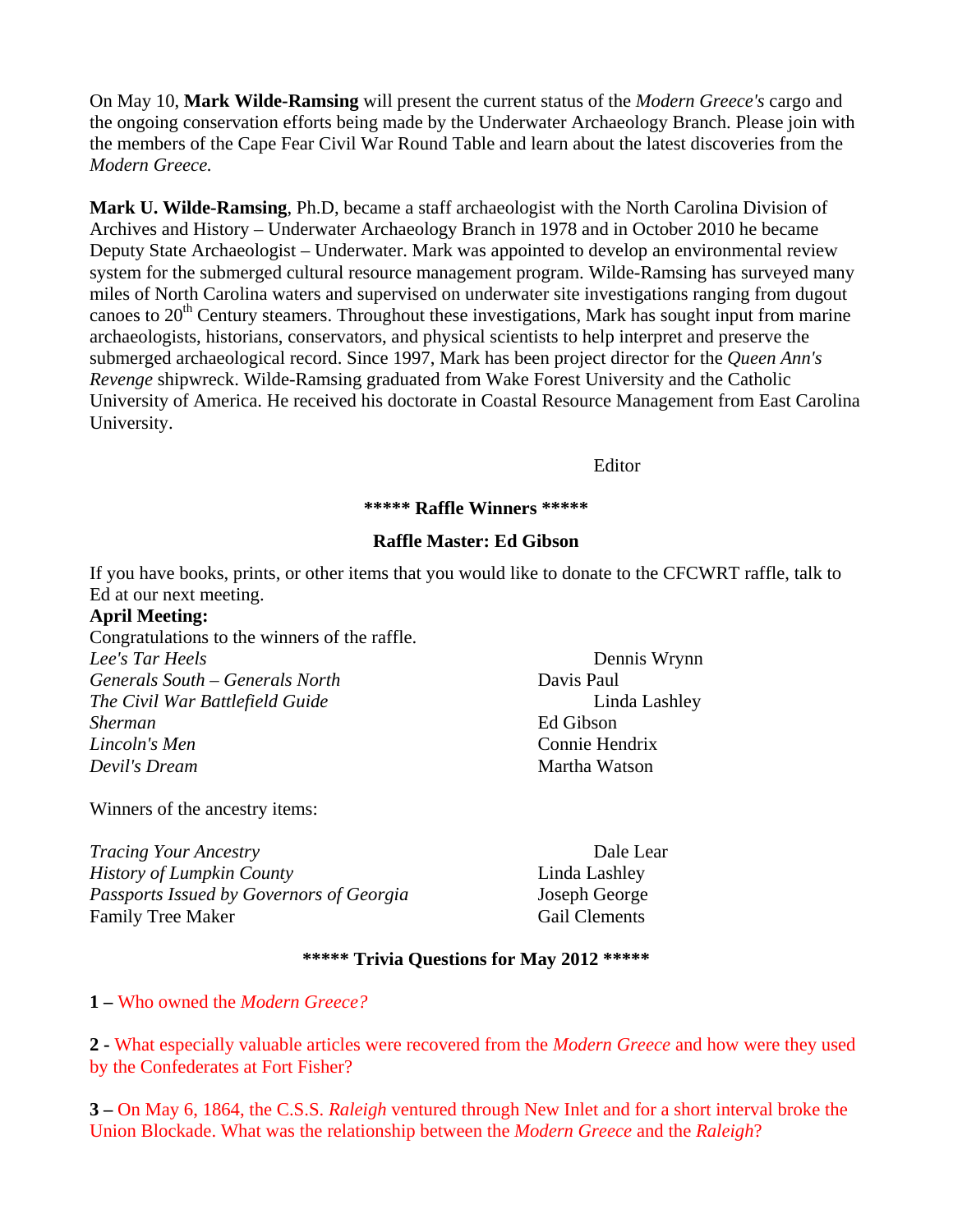On May 10, **Mark Wilde-Ramsing** will present the current status of the *Modern Greece's* cargo and the ongoing conservation efforts being made by the Underwater Archaeology Branch. Please join with the members of the Cape Fear Civil War Round Table and learn about the latest discoveries from the *Modern Greece.*

**Mark U. Wilde-Ramsing**, Ph.D, became a staff archaeologist with the North Carolina Division of Archives and History – Underwater Archaeology Branch in 1978 and in October 2010 he became Deputy State Archaeologist – Underwater. Mark was appointed to develop an environmental review system for the submerged cultural resource management program. Wilde-Ramsing has surveyed many miles of North Carolina waters and supervised on underwater site investigations ranging from dugout canoes to 20th Century steamers. Throughout these investigations, Mark has sought input from marine archaeologists, historians, conservators, and physical scientists to help interpret and preserve the submerged archaeological record. Since 1997, Mark has been project director for the *Queen Ann's Revenge* shipwreck. Wilde-Ramsing graduated from Wake Forest University and the Catholic University of America. He received his doctorate in Coastal Resource Management from East Carolina University.

Editor

**\*\*\*\*\* Raffle Winners \*\*\*\*\***

**Raffle Master: Ed Gibson**

If you have books, prints, or other items that you would like to donate to the CFCWRT raffle, talk to Ed at our next meeting.

**April Meeting:**

Congratulations to the winners of the raffle.

| | |
|---|---|
| *Lee's Tar Heels* | Dennis Wrynn |
| *Generals South – Generals North* | Davis Paul |
| *The Civil War Battlefield Guide* | Linda Lashley |
| *Sherman* | Ed Gibson |
| *Lincoln's Men* | Connie Hendrix |
| *Devil's Dream* | Martha Watson |

Winners of the ancestry items:

| | |
|---|---|
| *Tracing Your Ancestry* | Dale Lear |
| *History of Lumpkin County* | Linda Lashley |
| *Passports Issued by Governors of Georgia* | Joseph George |
| Family Tree Maker | Gail Clements |

**\*\*\*\*\* Trivia Questions for May 2012 \*\*\*\*\***

**1 –** Who owned the *Modern Greece?*

**2 -** What especially valuable articles were recovered from the *Modern Greece* and how were they used by the Confederates at Fort Fisher?

**3 –** On May 6, 1864, the C.S.S. *Raleigh* ventured through New Inlet and for a short interval broke the Union Blockade. What was the relationship between the *Modern Greece* and the *Raleigh*?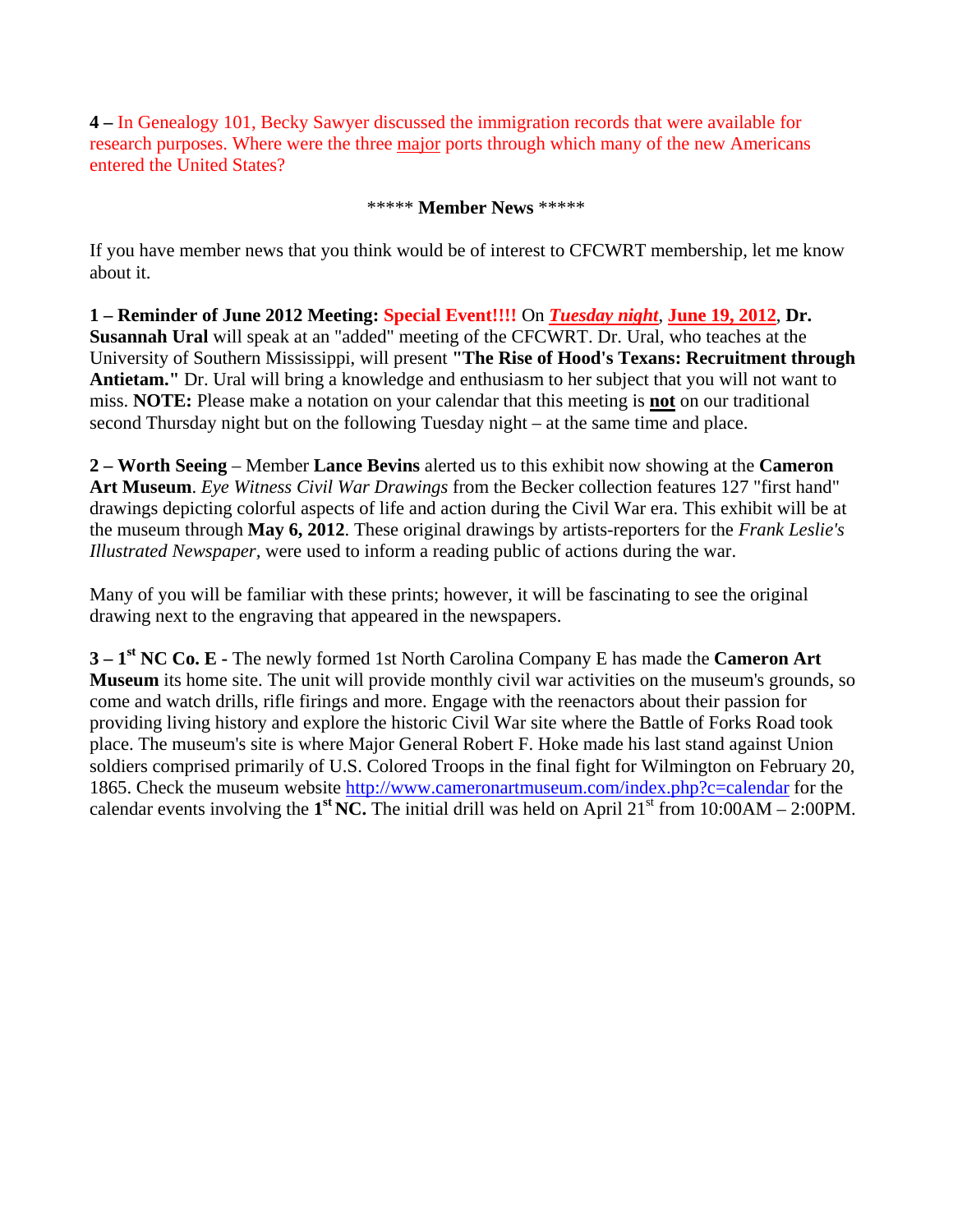**4 –** In Genealogy 101, Becky Sawyer discussed the immigration records that were available for research purposes. Where were the three major ports through which many of the new Americans entered the United States?

***** **Member News** *****

If you have member news that you think would be of interest to CFCWRT membership, let me know about it.

**1 – Reminder of June 2012 Meeting: Special Event!!!!** On ***Tuesday night***, **June 19, 2012**, **Dr. Susannah Ural** will speak at an "added" meeting of the CFCWRT. Dr. Ural, who teaches at the University of Southern Mississippi, will present **"The Rise of Hood's Texans: Recruitment through Antietam."** Dr. Ural will bring a knowledge and enthusiasm to her subject that you will not want to miss. **NOTE:** Please make a notation on your calendar that this meeting is **not** on our traditional second Thursday night but on the following Tuesday night – at the same time and place.

**2 – Worth Seeing** – Member **Lance Bevins** alerted us to this exhibit now showing at the **Cameron Art Museum**. *Eye Witness Civil War Drawings* from the Becker collection features 127 "first hand" drawings depicting colorful aspects of life and action during the Civil War era. This exhibit will be at the museum through **May 6, 2012**. These original drawings by artists-reporters for the *Frank Leslie's Illustrated Newspaper*, were used to inform a reading public of actions during the war.

Many of you will be familiar with these prints; however, it will be fascinating to see the original drawing next to the engraving that appeared in the newspapers.

**3 – 1st NC Co. E -** The newly formed 1st North Carolina Company E has made the **Cameron Art Museum** its home site. The unit will provide monthly civil war activities on the museum's grounds, so come and watch drills, rifle firings and more. Engage with the reenactors about their passion for providing living history and explore the historic Civil War site where the Battle of Forks Road took place. The museum's site is where Major General Robert F. Hoke made his last stand against Union soldiers comprised primarily of U.S. Colored Troops in the final fight for Wilmington on February 20, 1865. Check the museum website http://www.cameronartmuseum.com/index.php?c=calendar for the calendar events involving the **1st NC.** The initial drill was held on April 21st from 10:00AM – 2:00PM.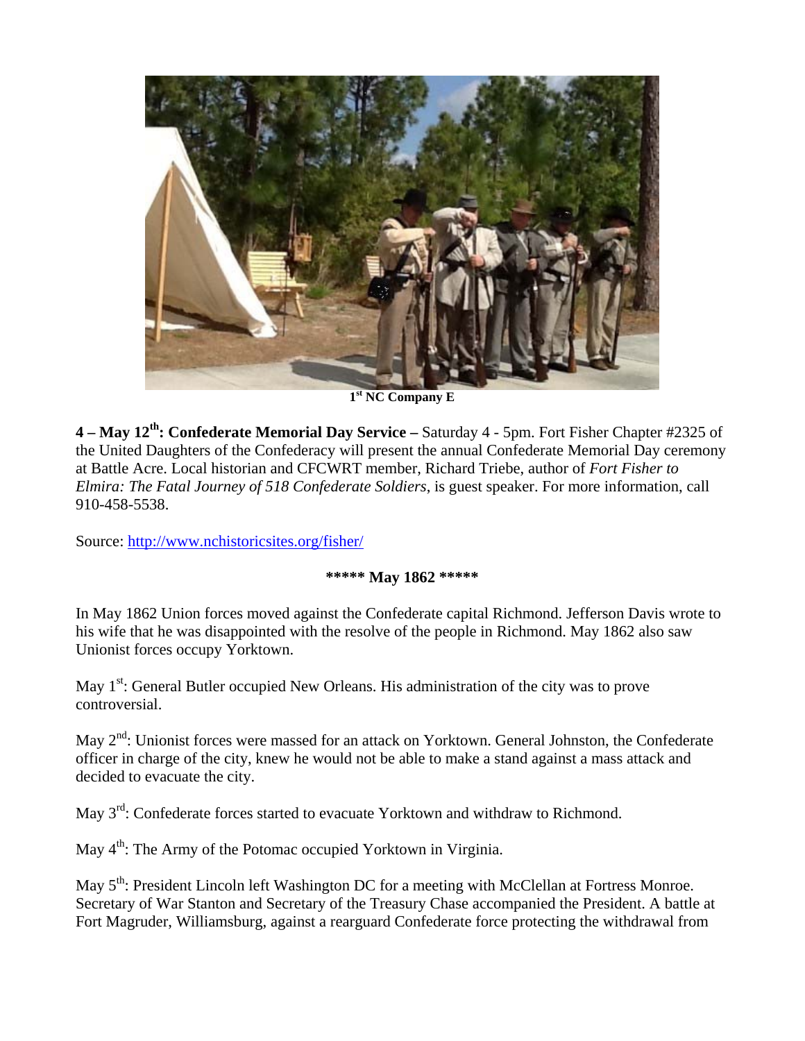1st NC Company E

**4 – May 12th: Confederate Memorial Day Service –** Saturday 4 - 5pm. Fort Fisher Chapter #2325 of the United Daughters of the Confederacy will present the annual Confederate Memorial Day ceremony at Battle Acre. Local historian and CFCWRT member, Richard Triebe, author of *Fort Fisher to Elmira: The Fatal Journey of 518 Confederate Soldiers*, is guest speaker. For more information, call 910-458-5538.

Source: http://www.nchistoricsites.org/fisher/

**\*\*\*\*\* May 1862 \*\*\*\*\***

In May 1862 Union forces moved against the Confederate capital Richmond. Jefferson Davis wrote to his wife that he was disappointed with the resolve of the people in Richmond. May 1862 also saw Unionist forces occupy Yorktown.

May 1st: General Butler occupied New Orleans. His administration of the city was to prove controversial.

May 2nd: Unionist forces were massed for an attack on Yorktown. General Johnston, the Confederate officer in charge of the city, knew he would not be able to make a stand against a mass attack and decided to evacuate the city.

May 3rd: Confederate forces started to evacuate Yorktown and withdraw to Richmond.

May 4th: The Army of the Potomac occupied Yorktown in Virginia.

May 5th: President Lincoln left Washington DC for a meeting with McClellan at Fortress Monroe. Secretary of War Stanton and Secretary of the Treasury Chase accompanied the President. A battle at Fort Magruder, Williamsburg, against a rearguard Confederate force protecting the withdrawal from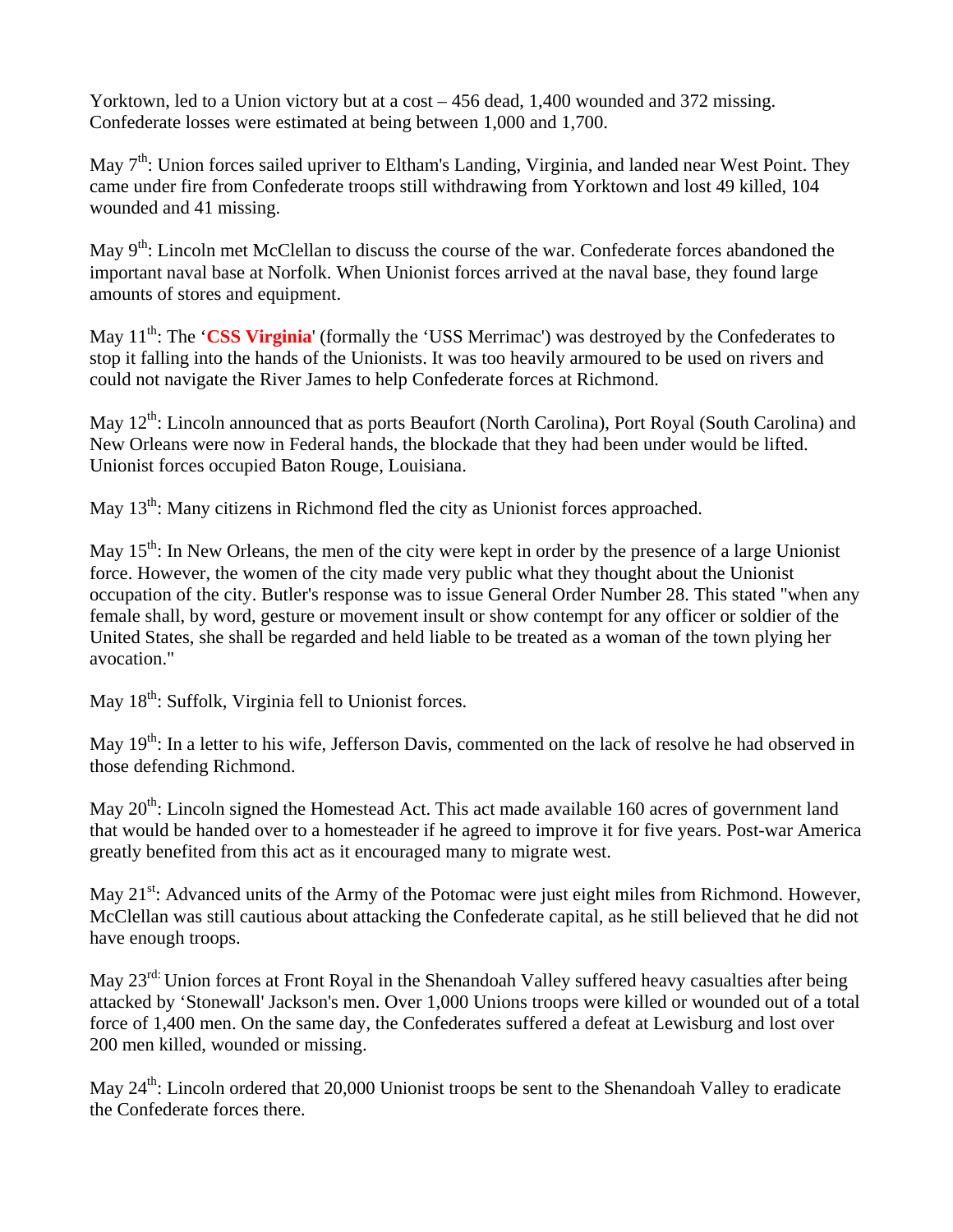Yorktown, led to a Union victory but at a cost – 456 dead, 1,400 wounded and 372 missing. Confederate losses were estimated at being between 1,000 and 1,700.

May 7th: Union forces sailed upriver to Eltham's Landing, Virginia, and landed near West Point. They came under fire from Confederate troops still withdrawing from Yorktown and lost 49 killed, 104 wounded and 41 missing.

May 9th: Lincoln met McClellan to discuss the course of the war. Confederate forces abandoned the important naval base at Norfolk. When Unionist forces arrived at the naval base, they found large amounts of stores and equipment.

May 11th: The '**CSS Virginia**' (formally the 'USS Merrimac') was destroyed by the Confederates to stop it falling into the hands of the Unionists. It was too heavily armoured to be used on rivers and could not navigate the River James to help Confederate forces at Richmond.

May 12th: Lincoln announced that as ports Beaufort (North Carolina), Port Royal (South Carolina) and New Orleans were now in Federal hands, the blockade that they had been under would be lifted. Unionist forces occupied Baton Rouge, Louisiana.

May 13th: Many citizens in Richmond fled the city as Unionist forces approached.

May 15th: In New Orleans, the men of the city were kept in order by the presence of a large Unionist force. However, the women of the city made very public what they thought about the Unionist occupation of the city. Butler's response was to issue General Order Number 28. This stated "when any female shall, by word, gesture or movement insult or show contempt for any officer or soldier of the United States, she shall be regarded and held liable to be treated as a woman of the town plying her avocation."

May 18th: Suffolk, Virginia fell to Unionist forces.

May 19th: In a letter to his wife, Jefferson Davis, commented on the lack of resolve he had observed in those defending Richmond.

May 20th: Lincoln signed the Homestead Act. This act made available 160 acres of government land that would be handed over to a homesteader if he agreed to improve it for five years. Post-war America greatly benefited from this act as it encouraged many to migrate west.

May 21st: Advanced units of the Army of the Potomac were just eight miles from Richmond. However, McClellan was still cautious about attacking the Confederate capital, as he still believed that he did not have enough troops.

May 23rd: Union forces at Front Royal in the Shenandoah Valley suffered heavy casualties after being attacked by 'Stonewall' Jackson's men. Over 1,000 Unions troops were killed or wounded out of a total force of 1,400 men. On the same day, the Confederates suffered a defeat at Lewisburg and lost over 200 men killed, wounded or missing.

May 24th: Lincoln ordered that 20,000 Unionist troops be sent to the Shenandoah Valley to eradicate the Confederate forces there.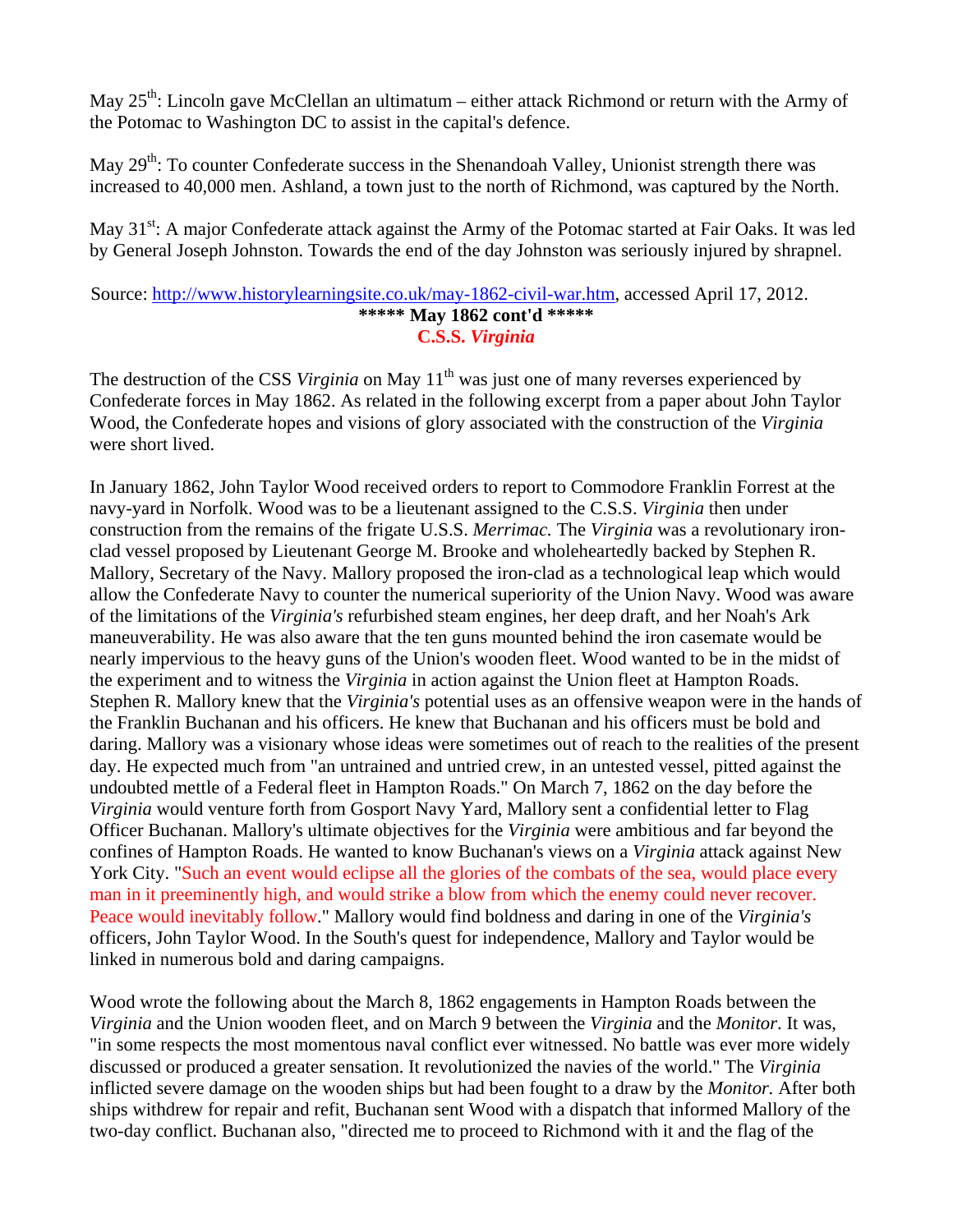May 25th: Lincoln gave McClellan an ultimatum – either attack Richmond or return with the Army of the Potomac to Washington DC to assist in the capital's defence.

May 29th: To counter Confederate success in the Shenandoah Valley, Unionist strength there was increased to 40,000 men. Ashland, a town just to the north of Richmond, was captured by the North.

May 31st: A major Confederate attack against the Army of the Potomac started at Fair Oaks. It was led by General Joseph Johnston. Towards the end of the day Johnston was seriously injured by shrapnel.

Source: http://www.historylearningsite.co.uk/may-1862-civil-war.htm, accessed April 17, 2012.

**\*\*\*\*\* May 1862 cont'd \*\*\*\*\***

**C.S.S. *Virginia***

The destruction of the CSS *Virginia* on May 11th was just one of many reverses experienced by Confederate forces in May 1862. As related in the following excerpt from a paper about John Taylor Wood, the Confederate hopes and visions of glory associated with the construction of the *Virginia* were short lived.

In January 1862, John Taylor Wood received orders to report to Commodore Franklin Forrest at the navy-yard in Norfolk. Wood was to be a lieutenant assigned to the C.S.S. *Virginia* then under construction from the remains of the frigate U.S.S. *Merrimac.* The *Virginia* was a revolutionary iron-clad vessel proposed by Lieutenant George M. Brooke and wholeheartedly backed by Stephen R. Mallory, Secretary of the Navy. Mallory proposed the iron-clad as a technological leap which would allow the Confederate Navy to counter the numerical superiority of the Union Navy. Wood was aware of the limitations of the *Virginia's* refurbished steam engines, her deep draft, and her Noah's Ark maneuverability. He was also aware that the ten guns mounted behind the iron casemate would be nearly impervious to the heavy guns of the Union's wooden fleet. Wood wanted to be in the midst of the experiment and to witness the *Virginia* in action against the Union fleet at Hampton Roads. Stephen R. Mallory knew that the *Virginia's* potential uses as an offensive weapon were in the hands of the Franklin Buchanan and his officers. He knew that Buchanan and his officers must be bold and daring. Mallory was a visionary whose ideas were sometimes out of reach to the realities of the present day. He expected much from "an untrained and untried crew, in an untested vessel, pitted against the undoubted mettle of a Federal fleet in Hampton Roads." On March 7, 1862 on the day before the *Virginia* would venture forth from Gosport Navy Yard, Mallory sent a confidential letter to Flag Officer Buchanan. Mallory's ultimate objectives for the *Virginia* were ambitious and far beyond the confines of Hampton Roads. He wanted to know Buchanan's views on a *Virginia* attack against New York City. "Such an event would eclipse all the glories of the combats of the sea, would place every man in it preeminently high, and would strike a blow from which the enemy could never recover. Peace would inevitably follow." Mallory would find boldness and daring in one of the *Virginia's* officers, John Taylor Wood. In the South's quest for independence, Mallory and Taylor would be linked in numerous bold and daring campaigns.

Wood wrote the following about the March 8, 1862 engagements in Hampton Roads between the *Virginia* and the Union wooden fleet, and on March 9 between the *Virginia* and the *Monitor*. It was, "in some respects the most momentous naval conflict ever witnessed. No battle was ever more widely discussed or produced a greater sensation. It revolutionized the navies of the world." The *Virginia* inflicted severe damage on the wooden ships but had been fought to a draw by the *Monitor.* After both ships withdrew for repair and refit, Buchanan sent Wood with a dispatch that informed Mallory of the two-day conflict. Buchanan also, "directed me to proceed to Richmond with it and the flag of the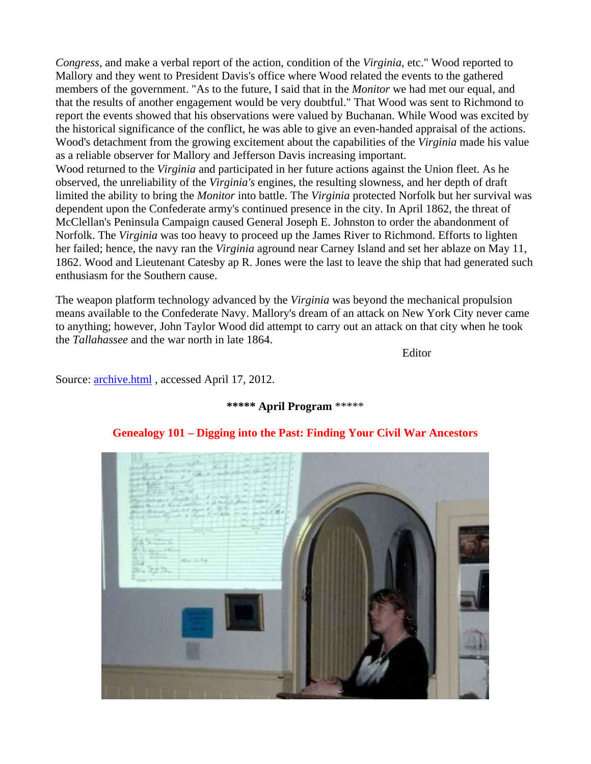*Congress*, and make a verbal report of the action, condition of the *Virginia*, etc." Wood reported to Mallory and they went to President Davis's office where Wood related the events to the gathered members of the government. "As to the future, I said that in the *Monitor* we had met our equal, and that the results of another engagement would be very doubtful." That Wood was sent to Richmond to report the events showed that his observations were valued by Buchanan. While Wood was excited by the historical significance of the conflict, he was able to give an even-handed appraisal of the actions. Wood's detachment from the growing excitement about the capabilities of the *Virginia* made his value as a reliable observer for Mallory and Jefferson Davis increasing important.

Wood returned to the *Virginia* and participated in her future actions against the Union fleet. As he observed, the unreliability of the *Virginia's* engines, the resulting slowness, and her depth of draft limited the ability to bring the *Monitor* into battle. The *Virginia* protected Norfolk but her survival was dependent upon the Confederate army's continued presence in the city. In April 1862, the threat of McClellan's Peninsula Campaign caused General Joseph E. Johnston to order the abandonment of Norfolk. The *Virginia* was too heavy to proceed up the James River to Richmond. Efforts to lighten her failed; hence, the navy ran the *Virginia* aground near Carney Island and set her ablaze on May 11, 1862. Wood and Lieutenant Catesby ap R. Jones were the last to leave the ship that had generated such enthusiasm for the Southern cause.

The weapon platform technology advanced by the *Virginia* was beyond the mechanical propulsion means available to the Confederate Navy. Mallory's dream of an attack on New York City never came to anything; however, John Taylor Wood did attempt to carry out an attack on that city when he took the *Tallahassee* and the war north in late 1864.

Editor

Source: [archive.html](archive.html) , accessed April 17, 2012.

**\*\*\*\*\* April Program \*\*\*\*\***

**Genealogy 101 – Digging into the Past: Finding Your Civil War Ancestors**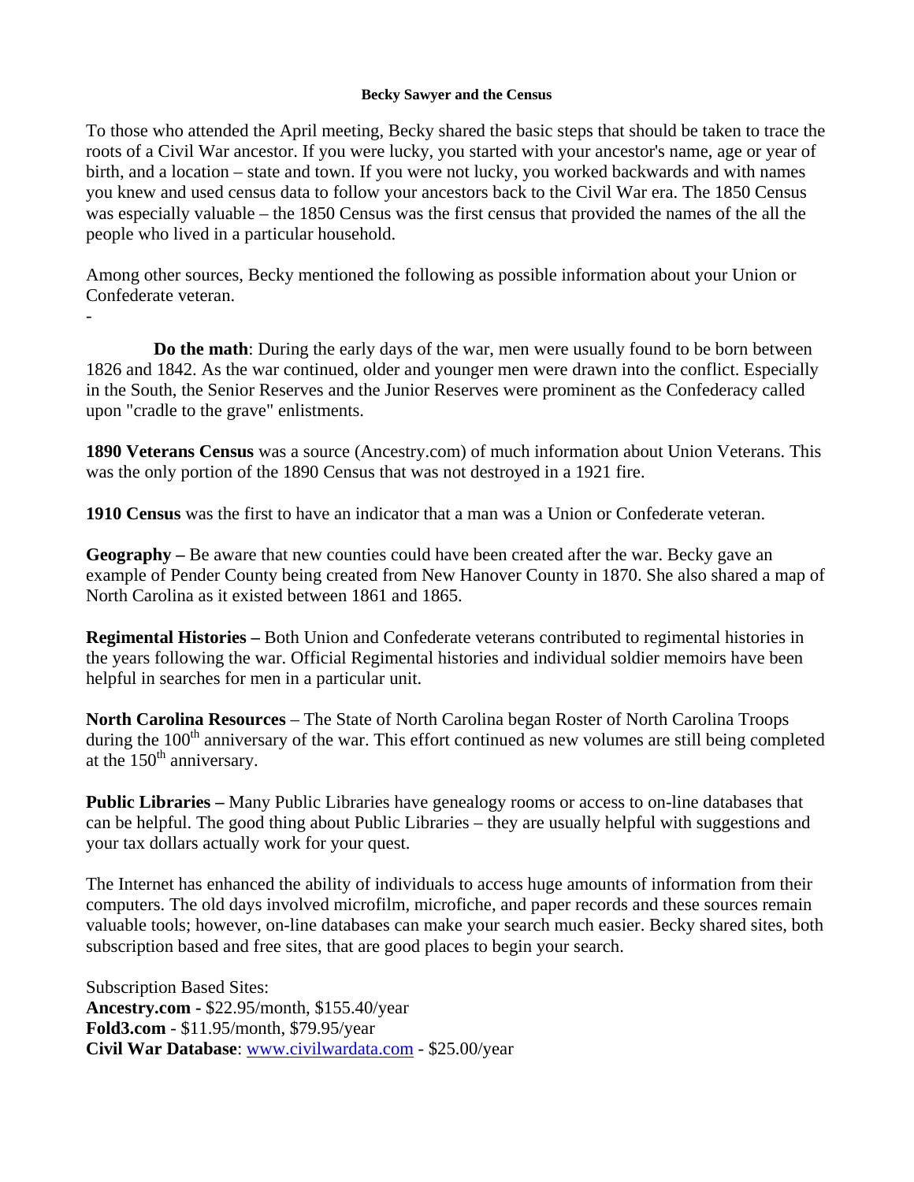**Becky Sawyer and the Census**

To those who attended the April meeting, Becky shared the basic steps that should be taken to trace the roots of a Civil War ancestor. If you were lucky, you started with your ancestor's name, age or year of birth, and a location – state and town. If you were not lucky, you worked backwards and with names you knew and used census data to follow your ancestors back to the Civil War era. The 1850 Census was especially valuable – the 1850 Census was the first census that provided the names of the all the people who lived in a particular household.

Among other sources, Becky mentioned the following as possible information about your Union or Confederate veteran.

-

**Do the math**: During the early days of the war, men were usually found to be born between 1826 and 1842. As the war continued, older and younger men were drawn into the conflict. Especially in the South, the Senior Reserves and the Junior Reserves were prominent as the Confederacy called upon "cradle to the grave" enlistments.

**1890 Veterans Census** was a source (Ancestry.com) of much information about Union Veterans. This was the only portion of the 1890 Census that was not destroyed in a 1921 fire.

**1910 Census** was the first to have an indicator that a man was a Union or Confederate veteran.

**Geography –** Be aware that new counties could have been created after the war. Becky gave an example of Pender County being created from New Hanover County in 1870. She also shared a map of North Carolina as it existed between 1861 and 1865.

**Regimental Histories –** Both Union and Confederate veterans contributed to regimental histories in the years following the war. Official Regimental histories and individual soldier memoirs have been helpful in searches for men in a particular unit.

**North Carolina Resources** – The State of North Carolina began Roster of North Carolina Troops during the 100th anniversary of the war. This effort continued as new volumes are still being completed at the 150th anniversary.

**Public Libraries –** Many Public Libraries have genealogy rooms or access to on-line databases that can be helpful. The good thing about Public Libraries – they are usually helpful with suggestions and your tax dollars actually work for your quest.

The Internet has enhanced the ability of individuals to access huge amounts of information from their computers. The old days involved microfilm, microfiche, and paper records and these sources remain valuable tools; however, on-line databases can make your search much easier. Becky shared sites, both subscription based and free sites, that are good places to begin your search.

Subscription Based Sites:
**Ancestry.com** - \$22.95/month, \$155.40/year
**Fold3.com** - \$11.95/month, \$79.95/year
**Civil War Database**: www.civilwardata.com - \$25.00/year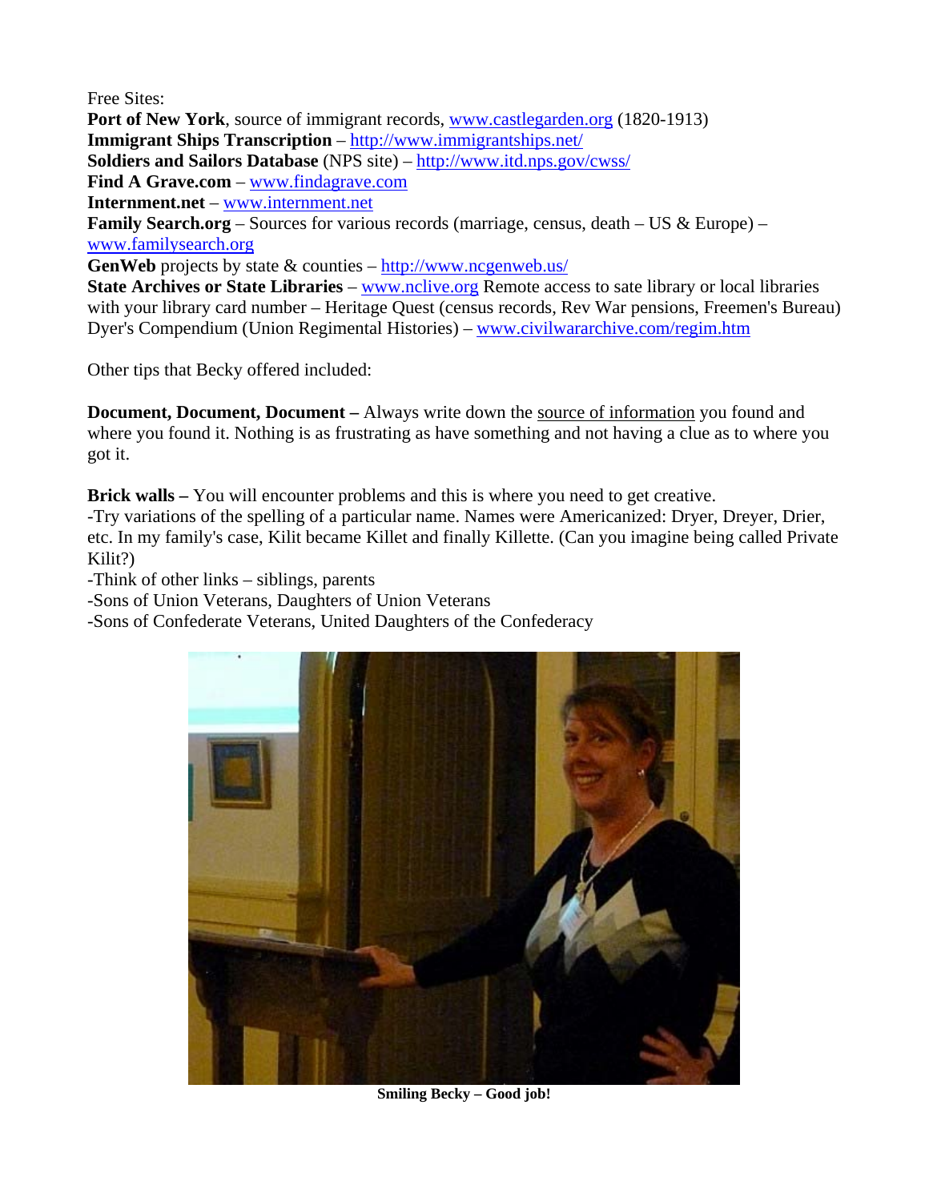Free Sites:

**Port of New York**, source of immigrant records, www.castlegarden.org (1820-1913)
**Immigrant Ships Transcription** – http://www.immigrantships.net/
**Soldiers and Sailors Database** (NPS site) – http://www.itd.nps.gov/cwss/
**Find A Grave.com** – www.findagrave.com
**Internment.net** – www.internment.net
**Family Search.org** – Sources for various records (marriage, census, death – US & Europe) – www.familysearch.org
**GenWeb** projects by state & counties – http://www.ncgenweb.us/
**State Archives or State Libraries** – www.nclive.org Remote access to sate library or local libraries with your library card number – Heritage Quest (census records, Rev War pensions, Freemen's Bureau)
Dyer's Compendium (Union Regimental Histories) – www.civilwararchive.com/regim.htm

Other tips that Becky offered included:

**Document, Document, Document –** Always write down the source of information you found and where you found it. Nothing is as frustrating as have something and not having a clue as to where you got it.

**Brick walls –** You will encounter problems and this is where you need to get creative.
-Try variations of the spelling of a particular name. Names were Americanized: Dryer, Dreyer, Drier, etc. In my family's case, Kilit became Killet and finally Killette. (Can you imagine being called Private Kilit?)
-Think of other links – siblings, parents
-Sons of Union Veterans, Daughters of Union Veterans
-Sons of Confederate Veterans, United Daughters of the Confederacy

**Smiling Becky – Good job!**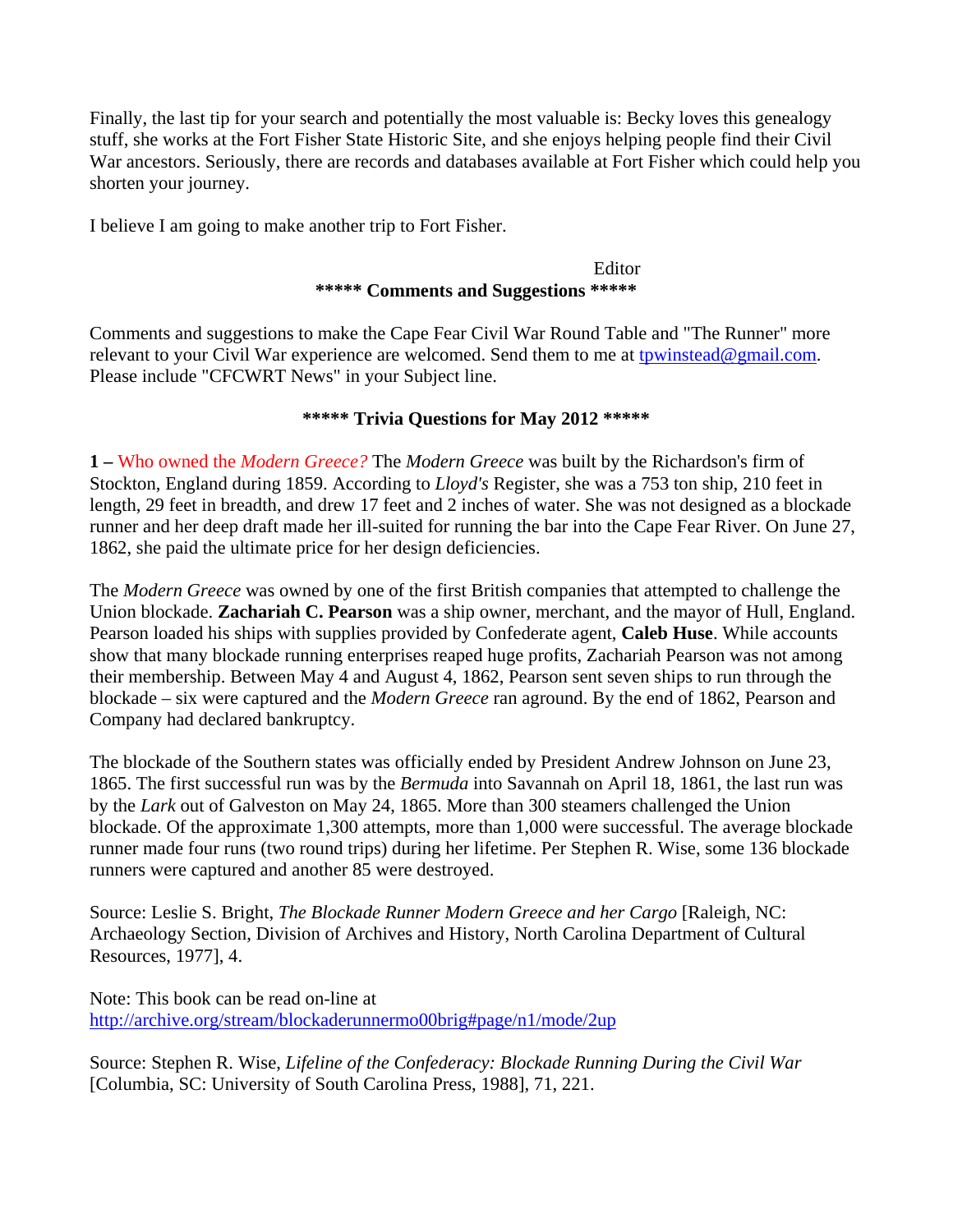Finally, the last tip for your search and potentially the most valuable is: Becky loves this genealogy stuff, she works at the Fort Fisher State Historic Site, and she enjoys helping people find their Civil War ancestors. Seriously, there are records and databases available at Fort Fisher which could help you shorten your journey.

I believe I am going to make another trip to Fort Fisher.

Editor

**\*\*\*\*\* Comments and Suggestions \*\*\*\*\***

Comments and suggestions to make the Cape Fear Civil War Round Table and "The Runner" more relevant to your Civil War experience are welcomed. Send them to me at tpwinstead@gmail.com. Please include "CFCWRT News" in your Subject line.

**\*\*\*\*\* Trivia Questions for May 2012 \*\*\*\*\***

**1 –** Who owned the *Modern Greece?* The *Modern Greece* was built by the Richardson's firm of Stockton, England during 1859. According to *Lloyd's* Register, she was a 753 ton ship, 210 feet in length, 29 feet in breadth, and drew 17 feet and 2 inches of water. She was not designed as a blockade runner and her deep draft made her ill-suited for running the bar into the Cape Fear River. On June 27, 1862, she paid the ultimate price for her design deficiencies.

The *Modern Greece* was owned by one of the first British companies that attempted to challenge the Union blockade. **Zachariah C. Pearson** was a ship owner, merchant, and the mayor of Hull, England. Pearson loaded his ships with supplies provided by Confederate agent, **Caleb Huse**. While accounts show that many blockade running enterprises reaped huge profits, Zachariah Pearson was not among their membership. Between May 4 and August 4, 1862, Pearson sent seven ships to run through the blockade – six were captured and the *Modern Greece* ran aground. By the end of 1862, Pearson and Company had declared bankruptcy.

The blockade of the Southern states was officially ended by President Andrew Johnson on June 23, 1865. The first successful run was by the *Bermuda* into Savannah on April 18, 1861, the last run was by the *Lark* out of Galveston on May 24, 1865. More than 300 steamers challenged the Union blockade. Of the approximate 1,300 attempts, more than 1,000 were successful. The average blockade runner made four runs (two round trips) during her lifetime. Per Stephen R. Wise, some 136 blockade runners were captured and another 85 were destroyed.

Source: Leslie S. Bright, *The Blockade Runner Modern Greece and her Cargo* [Raleigh, NC: Archaeology Section, Division of Archives and History, North Carolina Department of Cultural Resources, 1977], 4.

Note: This book can be read on-line at http://archive.org/stream/blockaderunnermo00brig#page/n1/mode/2up

Source: Stephen R. Wise, *Lifeline of the Confederacy: Blockade Running During the Civil War* [Columbia, SC: University of South Carolina Press, 1988], 71, 221.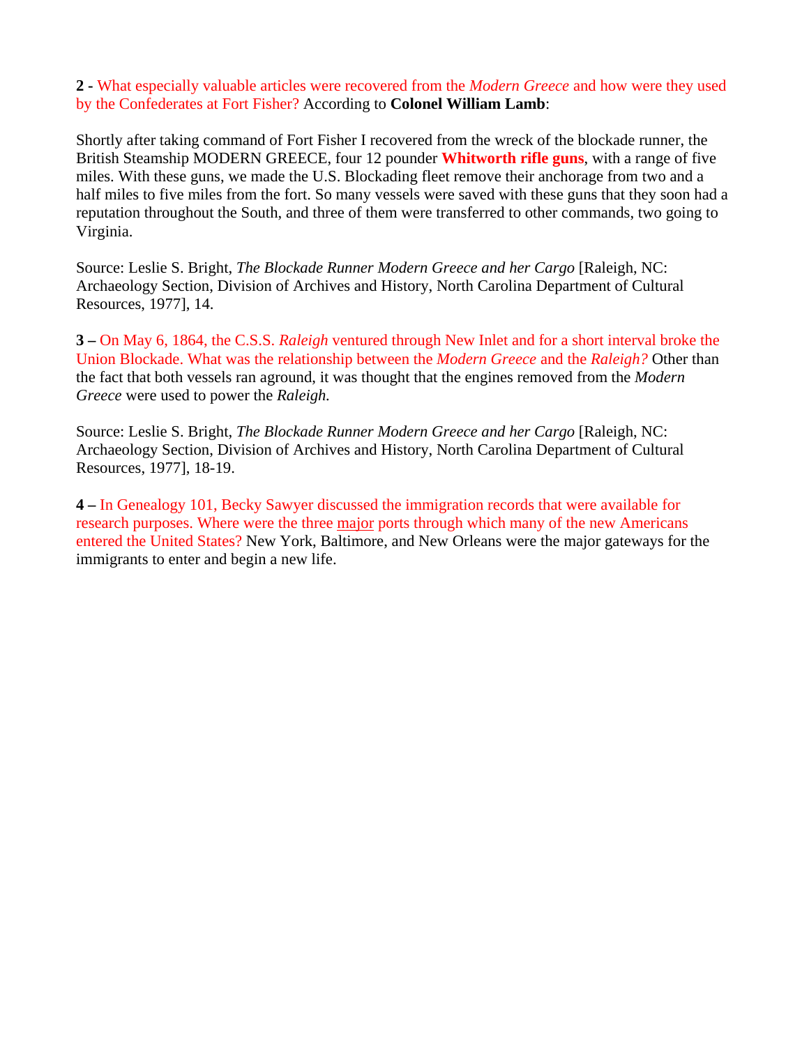**2 -** What especially valuable articles were recovered from the *Modern Greece* and how were they used by the Confederates at Fort Fisher? According to **Colonel William Lamb**:

Shortly after taking command of Fort Fisher I recovered from the wreck of the blockade runner, the British Steamship MODERN GREECE, four 12 pounder **Whitworth rifle guns**, with a range of five miles. With these guns, we made the U.S. Blockading fleet remove their anchorage from two and a half miles to five miles from the fort. So many vessels were saved with these guns that they soon had a reputation throughout the South, and three of them were transferred to other commands, two going to Virginia.

Source: Leslie S. Bright, *The Blockade Runner Modern Greece and her Cargo* [Raleigh, NC: Archaeology Section, Division of Archives and History, North Carolina Department of Cultural Resources, 1977], 14.

**3 –** On May 6, 1864, the C.S.S. *Raleigh* ventured through New Inlet and for a short interval broke the Union Blockade. What was the relationship between the *Modern Greece* and the *Raleigh?* Other than the fact that both vessels ran aground, it was thought that the engines removed from the *Modern Greece* were used to power the *Raleigh.*

Source: Leslie S. Bright, *The Blockade Runner Modern Greece and her Cargo* [Raleigh, NC: Archaeology Section, Division of Archives and History, North Carolina Department of Cultural Resources, 1977], 18-19.

**4 –** In Genealogy 101, Becky Sawyer discussed the immigration records that were available for research purposes. Where were the three <u>major</u> ports through which many of the new Americans entered the United States? New York, Baltimore, and New Orleans were the major gateways for the immigrants to enter and begin a new life.